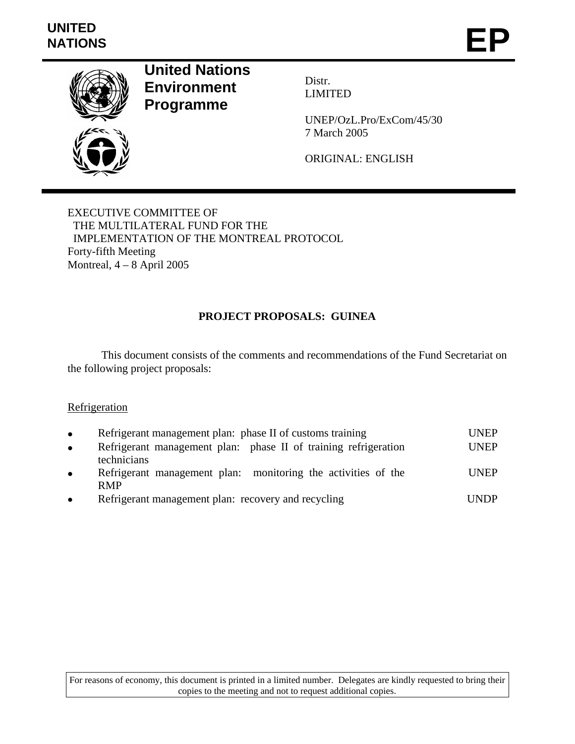UNITED NATIONS

# EP

**United Nations Environment Programme**

Distr.
LIMITED

UNEP/OzL.Pro/ExCom/45/30
7 March 2005

ORIGINAL: ENGLISH

EXECUTIVE COMMITTEE OF
THE MULTILATERAL FUND FOR THE
IMPLEMENTATION OF THE MONTREAL PROTOCOL
Forty-fifth Meeting
Montreal, 4 – 8 April 2005

## PROJECT PROPOSALS: GUINEA

This document consists of the comments and recommendations of the Fund Secretariat on the following project proposals:

Refrigeration

- Refrigerant management plan: phase II of customs training — UNEP
- Refrigerant management plan: phase II of training refrigeration technicians — UNEP
- Refrigerant management plan: monitoring the activities of the RMP — UNEP
- Refrigerant management plan: recovery and recycling — UNDP

For reasons of economy, this document is printed in a limited number. Delegates are kindly requested to bring their copies to the meeting and not to request additional copies.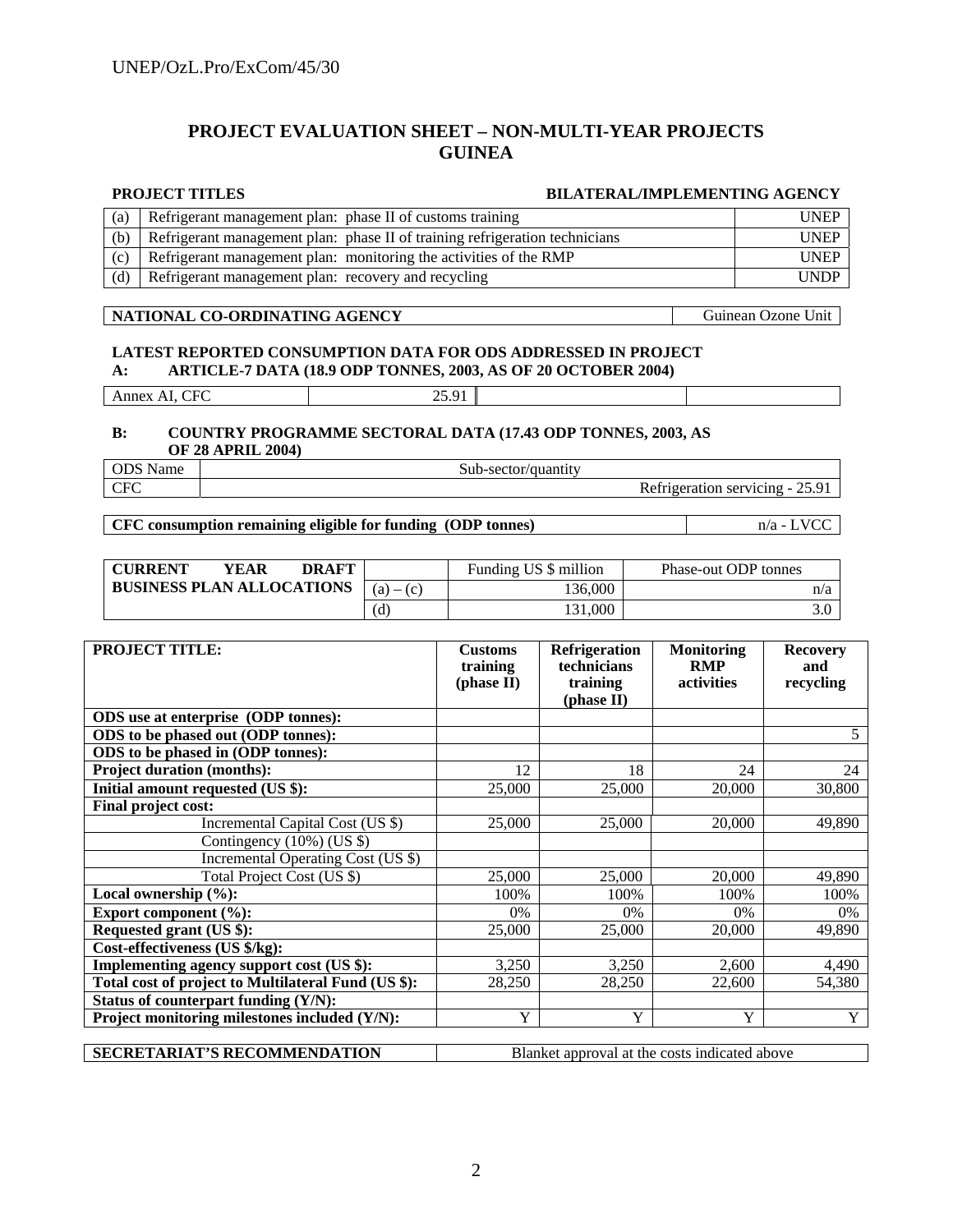## PROJECT EVALUATION SHEET – NON-MULTI-YEAR PROJECTS
## GUINEA

| PROJECT TITLES | | BILATERAL/IMPLEMENTING AGENCY |
|---|---|---|
| (a) | Refrigerant management plan: phase II of customs training | UNEP |
| (b) | Refrigerant management plan: phase II of training refrigeration technicians | UNEP |
| (c) | Refrigerant management plan: monitoring the activities of the RMP | UNEP |
| (d) | Refrigerant management plan: recovery and recycling | UNDP |

| | |
|---|---|
| **NATIONAL CO-ORDINATING AGENCY** | Guinean Ozone Unit |

**LATEST REPORTED CONSUMPTION DATA FOR ODS ADDRESSED IN PROJECT**

**A: ARTICLE-7 DATA (18.9 ODP TONNES, 2003, AS OF 20 OCTOBER 2004)**

| | | | |
|---|---|---|---|
| Annex AI, CFC | 25.91 | | |

**B: COUNTRY PROGRAMME SECTORAL DATA (17.43 ODP TONNES, 2003, AS OF 28 APRIL 2004)**

| ODS Name | Sub-sector/quantity |
|---|---|
| CFC | Refrigeration servicing - 25.91 |

| | |
|---|---|
| **CFC consumption remaining eligible for funding (ODP tonnes)** | n/a - LVCC |

| **CURRENT YEAR DRAFT BUSINESS PLAN ALLOCATIONS** | | Funding US $ million | Phase-out ODP tonnes |
|---|---|---|---|
| | (a) – (c) | 136,000 | n/a |
| | (d) | 131,000 | 3.0 |

| **PROJECT TITLE:** | **Customs training (phase II)** | **Refrigeration technicians training (phase II)** | **Monitoring RMP activities** | **Recovery and recycling** |
|---|---|---|---|---|
| **ODS use at enterprise (ODP tonnes):** | | | | |
| **ODS to be phased out (ODP tonnes):** | | | | 5 |
| **ODS to be phased in (ODP tonnes):** | | | | |
| **Project duration (months):** | 12 | 18 | 24 | 24 |
| **Initial amount requested (US $):** | 25,000 | 25,000 | 20,000 | 30,800 |
| **Final project cost:** | | | | |
| Incremental Capital Cost (US $) | 25,000 | 25,000 | 20,000 | 49,890 |
| Contingency (10%) (US $) | | | | |
| Incremental Operating Cost (US $) | | | | |
| Total Project Cost (US $) | 25,000 | 25,000 | 20,000 | 49,890 |
| **Local ownership (%):** | 100% | 100% | 100% | 100% |
| **Export component (%):** | 0% | 0% | 0% | 0% |
| **Requested grant (US $):** | 25,000 | 25,000 | 20,000 | 49,890 |
| **Cost-effectiveness (US $/kg):** | | | | |
| **Implementing agency support cost (US $):** | 3,250 | 3,250 | 2,600 | 4,490 |
| **Total cost of project to Multilateral Fund (US $):** | 28,250 | 28,250 | 22,600 | 54,380 |
| **Status of counterpart funding (Y/N):** | | | | |
| **Project monitoring milestones included (Y/N):** | Y | Y | Y | Y |

| | |
|---|---|
| **SECRETARIAT'S RECOMMENDATION** | Blanket approval at the costs indicated above |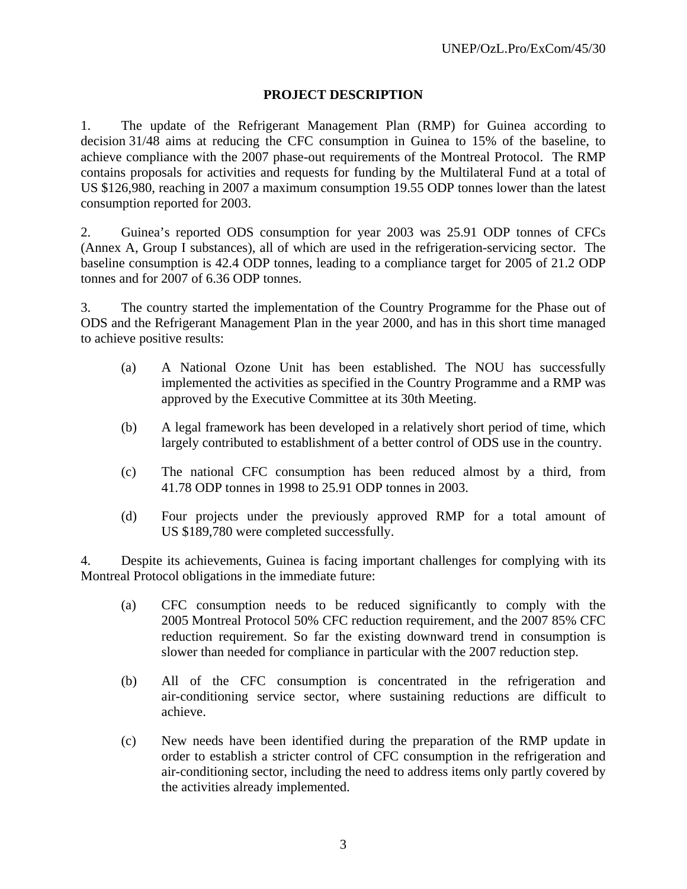## PROJECT DESCRIPTION

1. The update of the Refrigerant Management Plan (RMP) for Guinea according to decision 31/48 aims at reducing the CFC consumption in Guinea to 15% of the baseline, to achieve compliance with the 2007 phase-out requirements of the Montreal Protocol. The RMP contains proposals for activities and requests for funding by the Multilateral Fund at a total of US $126,980, reaching in 2007 a maximum consumption 19.55 ODP tonnes lower than the latest consumption reported for 2003.

2. Guinea's reported ODS consumption for year 2003 was 25.91 ODP tonnes of CFCs (Annex A, Group I substances), all of which are used in the refrigeration-servicing sector. The baseline consumption is 42.4 ODP tonnes, leading to a compliance target for 2005 of 21.2 ODP tonnes and for 2007 of 6.36 ODP tonnes.

3. The country started the implementation of the Country Programme for the Phase out of ODS and the Refrigerant Management Plan in the year 2000, and has in this short time managed to achieve positive results:

(a) A National Ozone Unit has been established. The NOU has successfully implemented the activities as specified in the Country Programme and a RMP was approved by the Executive Committee at its 30th Meeting.

(b) A legal framework has been developed in a relatively short period of time, which largely contributed to establishment of a better control of ODS use in the country.

(c) The national CFC consumption has been reduced almost by a third, from 41.78 ODP tonnes in 1998 to 25.91 ODP tonnes in 2003.

(d) Four projects under the previously approved RMP for a total amount of US $189,780 were completed successfully.

4. Despite its achievements, Guinea is facing important challenges for complying with its Montreal Protocol obligations in the immediate future:

(a) CFC consumption needs to be reduced significantly to comply with the 2005 Montreal Protocol 50% CFC reduction requirement, and the 2007 85% CFC reduction requirement. So far the existing downward trend in consumption is slower than needed for compliance in particular with the 2007 reduction step.

(b) All of the CFC consumption is concentrated in the refrigeration and air-conditioning service sector, where sustaining reductions are difficult to achieve.

(c) New needs have been identified during the preparation of the RMP update in order to establish a stricter control of CFC consumption in the refrigeration and air-conditioning sector, including the need to address items only partly covered by the activities already implemented.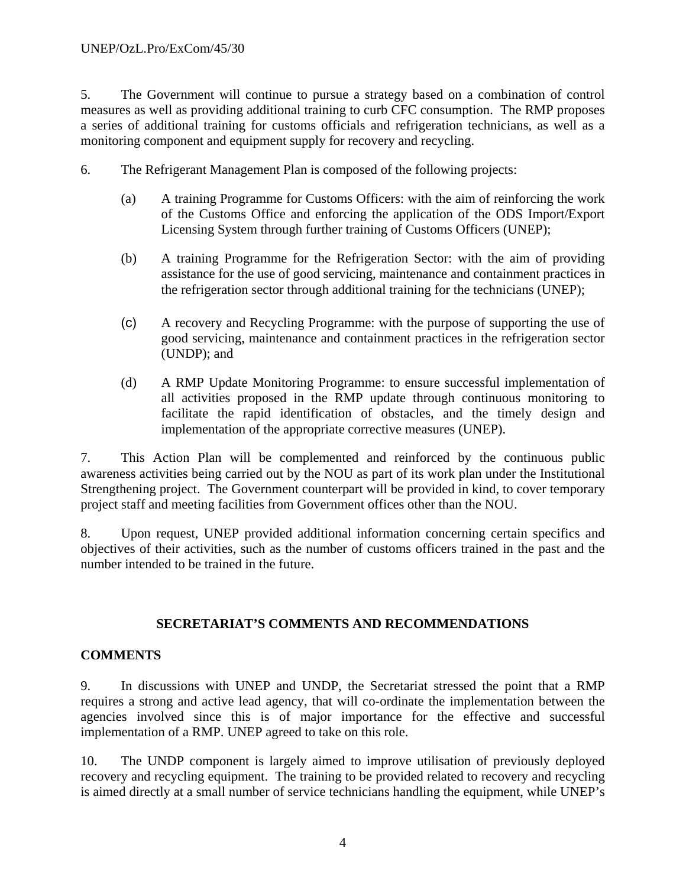5. The Government will continue to pursue a strategy based on a combination of control measures as well as providing additional training to curb CFC consumption. The RMP proposes a series of additional training for customs officials and refrigeration technicians, as well as a monitoring component and equipment supply for recovery and recycling.

6. The Refrigerant Management Plan is composed of the following projects:

(a) A training Programme for Customs Officers: with the aim of reinforcing the work of the Customs Office and enforcing the application of the ODS Import/Export Licensing System through further training of Customs Officers (UNEP);

(b) A training Programme for the Refrigeration Sector: with the aim of providing assistance for the use of good servicing, maintenance and containment practices in the refrigeration sector through additional training for the technicians (UNEP);

(c) A recovery and Recycling Programme: with the purpose of supporting the use of good servicing, maintenance and containment practices in the refrigeration sector (UNDP); and

(d) A RMP Update Monitoring Programme: to ensure successful implementation of all activities proposed in the RMP update through continuous monitoring to facilitate the rapid identification of obstacles, and the timely design and implementation of the appropriate corrective measures (UNEP).

7. This Action Plan will be complemented and reinforced by the continuous public awareness activities being carried out by the NOU as part of its work plan under the Institutional Strengthening project. The Government counterpart will be provided in kind, to cover temporary project staff and meeting facilities from Government offices other than the NOU.

8. Upon request, UNEP provided additional information concerning certain specifics and objectives of their activities, such as the number of customs officers trained in the past and the number intended to be trained in the future.

## SECRETARIAT'S COMMENTS AND RECOMMENDATIONS

### COMMENTS

9. In discussions with UNEP and UNDP, the Secretariat stressed the point that a RMP requires a strong and active lead agency, that will co-ordinate the implementation between the agencies involved since this is of major importance for the effective and successful implementation of a RMP. UNEP agreed to take on this role.

10. The UNDP component is largely aimed to improve utilisation of previously deployed recovery and recycling equipment. The training to be provided related to recovery and recycling is aimed directly at a small number of service technicians handling the equipment, while UNEP's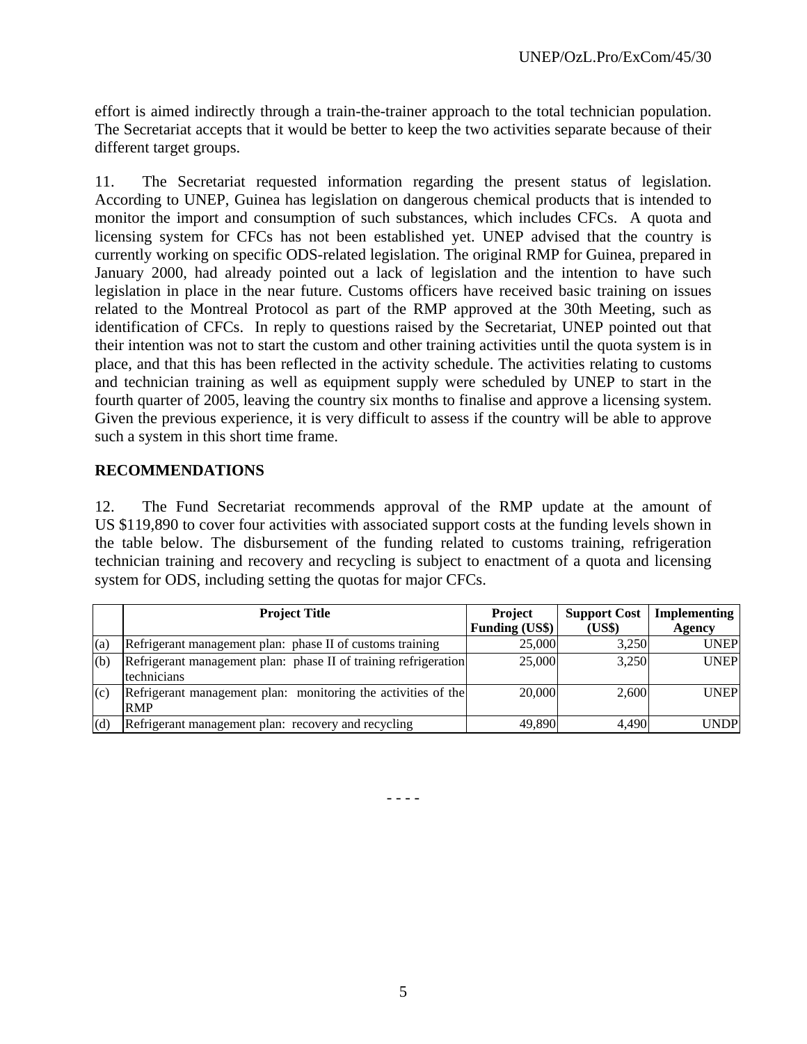effort is aimed indirectly through a train-the-trainer approach to the total technician population. The Secretariat accepts that it would be better to keep the two activities separate because of their different target groups.

11. The Secretariat requested information regarding the present status of legislation. According to UNEP, Guinea has legislation on dangerous chemical products that is intended to monitor the import and consumption of such substances, which includes CFCs. A quota and licensing system for CFCs has not been established yet. UNEP advised that the country is currently working on specific ODS-related legislation. The original RMP for Guinea, prepared in January 2000, had already pointed out a lack of legislation and the intention to have such legislation in place in the near future. Customs officers have received basic training on issues related to the Montreal Protocol as part of the RMP approved at the 30th Meeting, such as identification of CFCs. In reply to questions raised by the Secretariat, UNEP pointed out that their intention was not to start the custom and other training activities until the quota system is in place, and that this has been reflected in the activity schedule. The activities relating to customs and technician training as well as equipment supply were scheduled by UNEP to start in the fourth quarter of 2005, leaving the country six months to finalise and approve a licensing system. Given the previous experience, it is very difficult to assess if the country will be able to approve such a system in this short time frame.

## RECOMMENDATIONS

12. The Fund Secretariat recommends approval of the RMP update at the amount of US $119,890 to cover four activities with associated support costs at the funding levels shown in the table below. The disbursement of the funding related to customs training, refrigeration technician training and recovery and recycling is subject to enactment of a quota and licensing system for ODS, including setting the quotas for major CFCs.

| | Project Title | Project Funding (US$) | Support Cost (US$) | Implementing Agency |
|---|---|---|---|---|
| (a) | Refrigerant management plan: phase II of customs training | 25,000 | 3,250 | UNEP |
| (b) | Refrigerant management plan: phase II of training refrigeration technicians | 25,000 | 3,250 | UNEP |
| (c) | Refrigerant management plan: monitoring the activities of the RMP | 20,000 | 2,600 | UNEP |
| (d) | Refrigerant management plan: recovery and recycling | 49,890 | 4,490 | UNDP |

- - - -